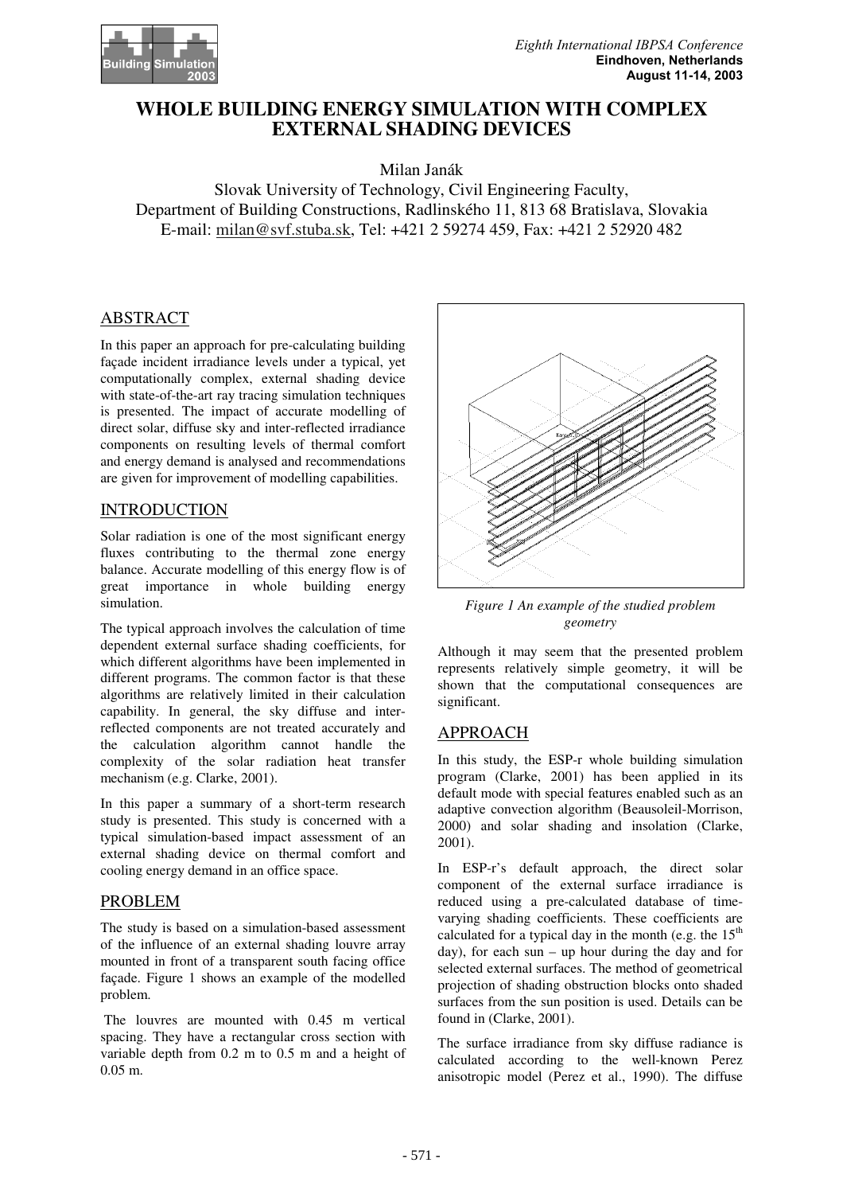# WHOLE BUILDING ENERGY SIMULATION WITH COMPLEX EXTERNAL SHADING DEVICES

Milan Janák

Slovak University of Technology, Civil Engineering Faculty,
Department of Building Constructions, Radlinského 11, 813 68 Bratislava, Slovakia
E-mail: milan@svf.stuba.sk, Tel: +421 2 59274 459, Fax: +421 2 52920 482

## ABSTRACT

In this paper an approach for pre-calculating building façade incident irradiance levels under a typical, yet computationally complex, external shading device with state-of-the-art ray tracing simulation techniques is presented. The impact of accurate modelling of direct solar, diffuse sky and inter-reflected irradiance components on resulting levels of thermal comfort and energy demand is analysed and recommendations are given for improvement of modelling capabilities.

## INTRODUCTION

Solar radiation is one of the most significant energy fluxes contributing to the thermal zone energy balance. Accurate modelling of this energy flow is of great importance in whole building energy simulation.

The typical approach involves the calculation of time dependent external surface shading coefficients, for which different algorithms have been implemented in different programs. The common factor is that these algorithms are relatively limited in their calculation capability. In general, the sky diffuse and inter-reflected components are not treated accurately and the calculation algorithm cannot handle the complexity of the solar radiation heat transfer mechanism (e.g. Clarke, 2001).

In this paper a summary of a short-term research study is presented. This study is concerned with a typical simulation-based impact assessment of an external shading device on thermal comfort and cooling energy demand in an office space.

## PROBLEM

The study is based on a simulation-based assessment of the influence of an external shading louvre array mounted in front of a transparent south facing office façade. Figure 1 shows an example of the modelled problem.

The louvres are mounted with 0.45 m vertical spacing. They have a rectangular cross section with variable depth from 0.2 m to 0.5 m and a height of 0.05 m.

*Figure 1 An example of the studied problem geometry*

Although it may seem that the presented problem represents relatively simple geometry, it will be shown that the computational consequences are significant.

## APPROACH

In this study, the ESP-r whole building simulation program (Clarke, 2001) has been applied in its default mode with special features enabled such as an adaptive convection algorithm (Beausoleil-Morrison, 2000) and solar shading and insolation (Clarke, 2001).

In ESP-r's default approach, the direct solar component of the external surface irradiance is reduced using a pre-calculated database of time-varying shading coefficients. These coefficients are calculated for a typical day in the month (e.g. the 15th day), for each sun – up hour during the day and for selected external surfaces. The method of geometrical projection of shading obstruction blocks onto shaded surfaces from the sun position is used. Details can be found in (Clarke, 2001).

The surface irradiance from sky diffuse radiance is calculated according to the well-known Perez anisotropic model (Perez et al., 1990). The diffuse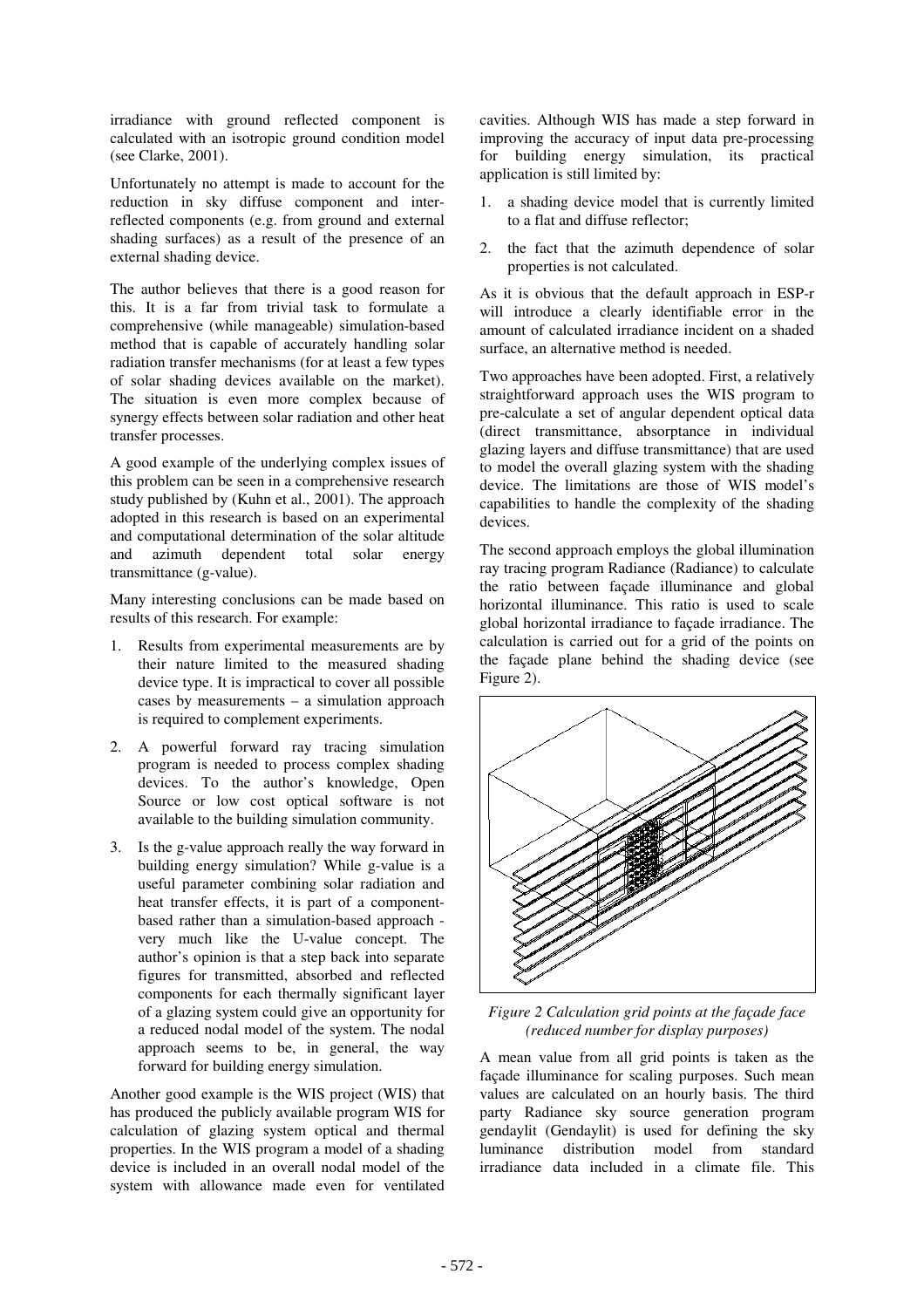irradiance with ground reflected component is calculated with an isotropic ground condition model (see Clarke, 2001).

Unfortunately no attempt is made to account for the reduction in sky diffuse component and inter-reflected components (e.g. from ground and external shading surfaces) as a result of the presence of an external shading device.

The author believes that there is a good reason for this. It is a far from trivial task to formulate a comprehensive (while manageable) simulation-based method that is capable of accurately handling solar radiation transfer mechanisms (for at least a few types of solar shading devices available on the market). The situation is even more complex because of synergy effects between solar radiation and other heat transfer processes.

A good example of the underlying complex issues of this problem can be seen in a comprehensive research study published by (Kuhn et al., 2001). The approach adopted in this research is based on an experimental and computational determination of the solar altitude and azimuth dependent total solar energy transmittance (g-value).

Many interesting conclusions can be made based on results of this research. For example:

1. Results from experimental measurements are by their nature limited to the measured shading device type. It is impractical to cover all possible cases by measurements – a simulation approach is required to complement experiments.
2. A powerful forward ray tracing simulation program is needed to process complex shading devices. To the author's knowledge, Open Source or low cost optical software is not available to the building simulation community.
3. Is the g-value approach really the way forward in building energy simulation? While g-value is a useful parameter combining solar radiation and heat transfer effects, it is part of a component-based rather than a simulation-based approach - very much like the U-value concept. The author's opinion is that a step back into separate figures for transmitted, absorbed and reflected components for each thermally significant layer of a glazing system could give an opportunity for a reduced nodal model of the system. The nodal approach seems to be, in general, the way forward for building energy simulation.

Another good example is the WIS project (WIS) that has produced the publicly available program WIS for calculation of glazing system optical and thermal properties. In the WIS program a model of a shading device is included in an overall nodal model of the system with allowance made even for ventilated cavities. Although WIS has made a step forward in improving the accuracy of input data pre-processing for building energy simulation, its practical application is still limited by:

1. a shading device model that is currently limited to a flat and diffuse reflector;
2. the fact that the azimuth dependence of solar properties is not calculated.

As it is obvious that the default approach in ESP-r will introduce a clearly identifiable error in the amount of calculated irradiance incident on a shaded surface, an alternative method is needed.

Two approaches have been adopted. First, a relatively straightforward approach uses the WIS program to pre-calculate a set of angular dependent optical data (direct transmittance, absorptance in individual glazing layers and diffuse transmittance) that are used to model the overall glazing system with the shading device. The limitations are those of WIS model's capabilities to handle the complexity of the shading devices.

The second approach employs the global illumination ray tracing program Radiance (Radiance) to calculate the ratio between façade illuminance and global horizontal illuminance. This ratio is used to scale global horizontal irradiance to façade irradiance. The calculation is carried out for a grid of the points on the façade plane behind the shading device (see Figure 2).

*Figure 2 Calculation grid points at the façade face (reduced number for display purposes)*

A mean value from all grid points is taken as the façade illuminance for scaling purposes. Such mean values are calculated on an hourly basis. The third party Radiance sky source generation program gendaylit (Gendaylit) is used for defining the sky luminance distribution model from standard irradiance data included in a climate file. This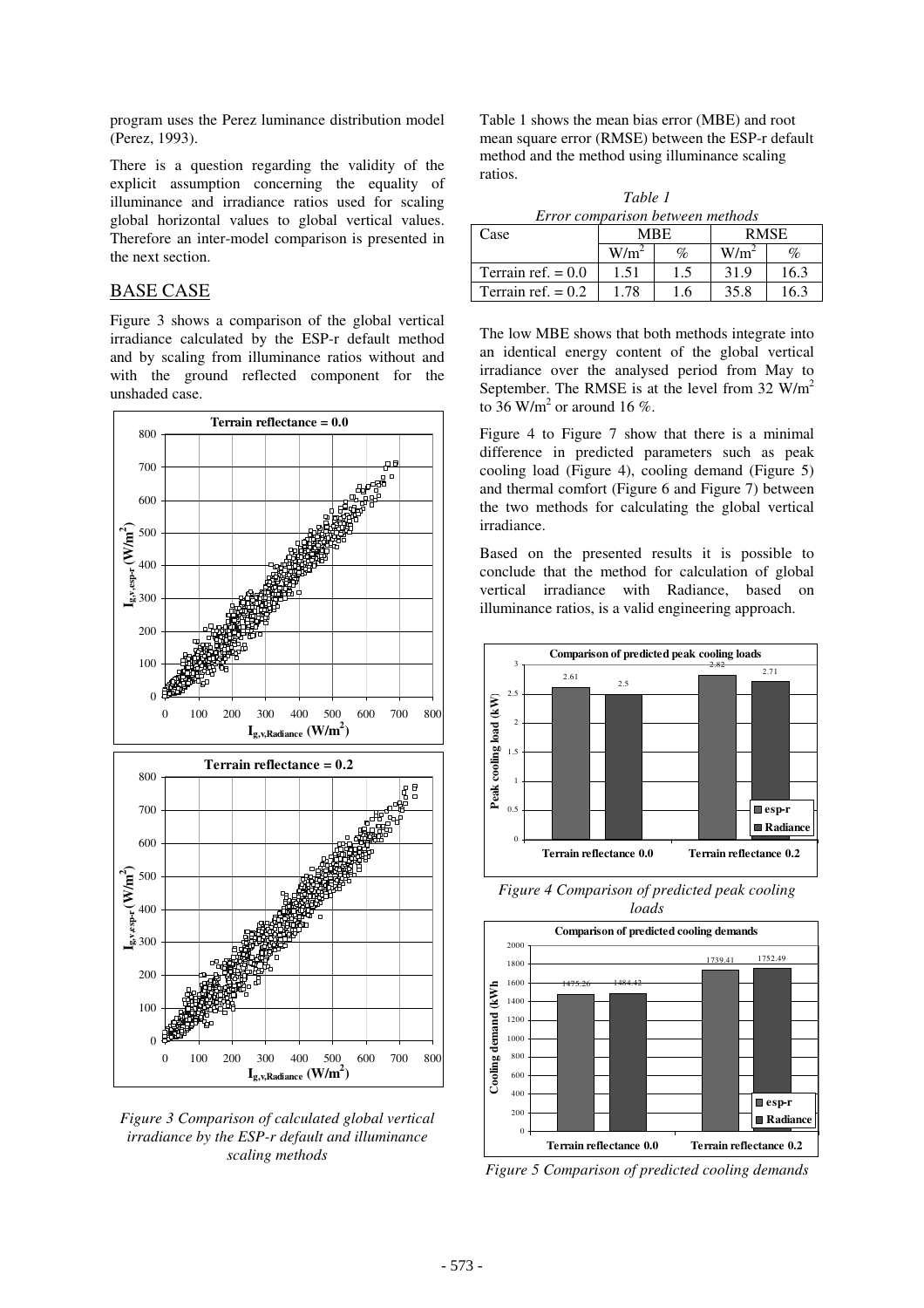program uses the Perez luminance distribution model (Perez, 1993).

There is a question regarding the validity of the explicit assumption concerning the equality of illuminance and irradiance ratios used for scaling global horizontal values to global vertical values. Therefore an inter-model comparison is presented in the next section.

## BASE CASE

Figure 3 shows a comparison of the global vertical irradiance calculated by the ESP-r default method and by scaling from illuminance ratios without and with the ground reflected component for the unshaded case.

*Figure 3 Comparison of calculated global vertical irradiance by the ESP-r default and illuminance scaling methods*

Table 1 shows the mean bias error (MBE) and root mean square error (RMSE) between the ESP-r default method and the method using illuminance scaling ratios.

*Table 1*
*Error comparison between methods*

| Case | MBE | | RMSE | |
|---|---|---|---|---|
| | $W/m^2$ | % | $W/m^2$ | % |
| Terrain ref. = 0.0 | 1.51 | 1.5 | 31.9 | 16.3 |
| Terrain ref. = 0.2 | 1.78 | 1.6 | 35.8 | 16.3 |

The low MBE shows that both methods integrate into an identical energy content of the global vertical irradiance over the analysed period from May to September. The RMSE is at the level from 32 $W/m^2$ to 36 $W/m^2$ or around 16 %.

Figure 4 to Figure 7 show that there is a minimal difference in predicted parameters such as peak cooling load (Figure 4), cooling demand (Figure 5) and thermal comfort (Figure 6 and Figure 7) between the two methods for calculating the global vertical irradiance.

Based on the presented results it is possible to conclude that the method for calculation of global vertical irradiance with Radiance, based on illuminance ratios, is a valid engineering approach.

*Figure 4 Comparison of predicted peak cooling loads*

*Figure 5 Comparison of predicted cooling demands*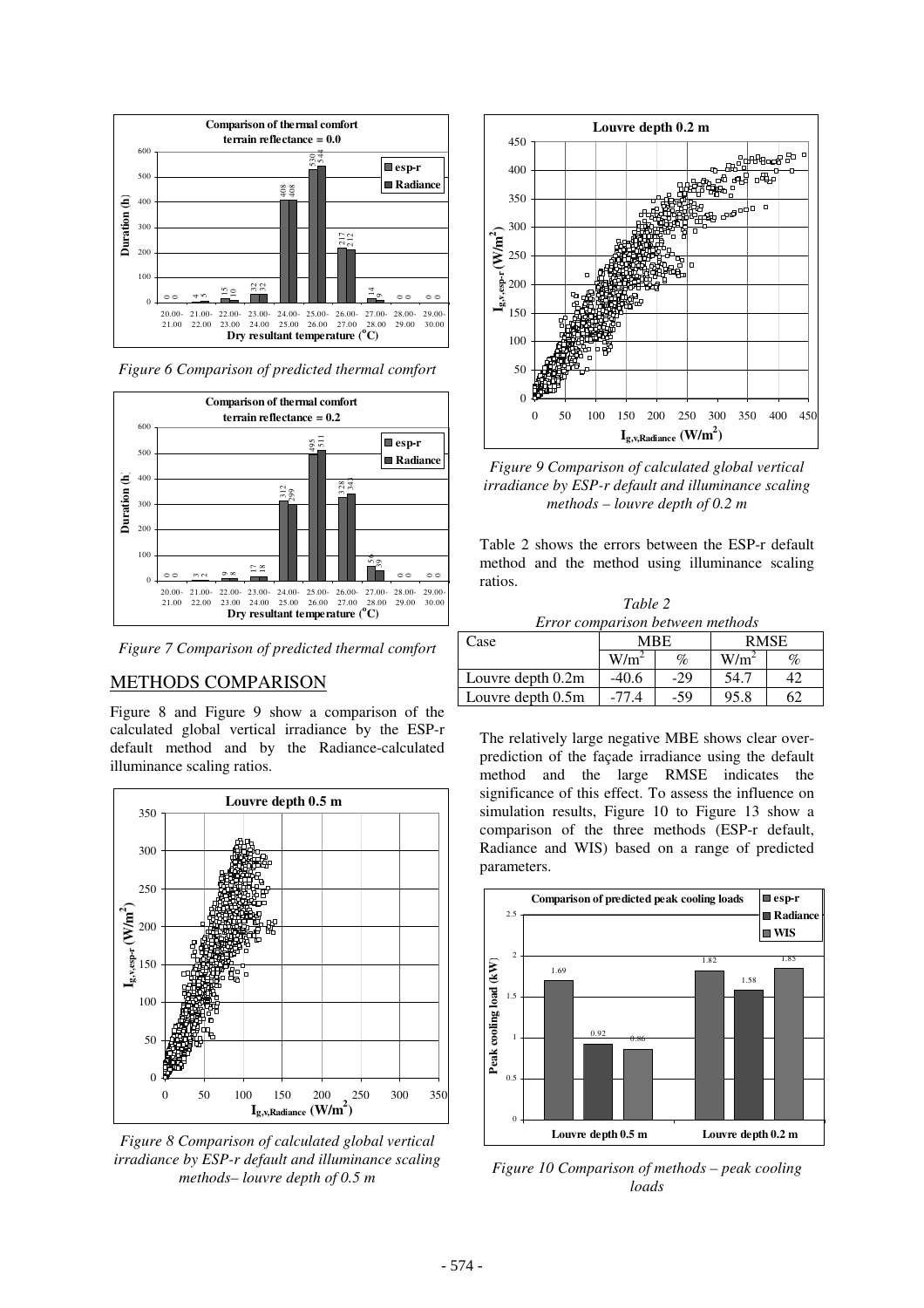*Figure 6 Comparison of predicted thermal comfort*

*Figure 7 Comparison of predicted thermal comfort*

## METHODS COMPARISON

Figure 8 and Figure 9 show a comparison of the calculated global vertical irradiance by the ESP-r default method and by the Radiance-calculated illuminance scaling ratios.

*Figure 8 Comparison of calculated global vertical irradiance by ESP-r default and illuminance scaling methods– louvre depth of 0.5 m*

*Figure 9 Comparison of calculated global vertical irradiance by ESP-r default and illuminance scaling methods – louvre depth of 0.2 m*

Table 2 shows the errors between the ESP-r default method and the method using illuminance scaling ratios.

*Table 2*
*Error comparison between methods*

| Case | MBE | | RMSE | |
|---|---|---|---|---|
| | $W/m^2$ | % | $W/m^2$ | % |
| Louvre depth 0.2m | -40.6 | -29 | 54.7 | 42 |
| Louvre depth 0.5m | -77.4 | -59 | 95.8 | 62 |

The relatively large negative MBE shows clear over-prediction of the façade irradiance using the default method and the large RMSE indicates the significance of this effect. To assess the influence on simulation results, Figure 10 to Figure 13 show a comparison of the three methods (ESP-r default, Radiance and WIS) based on a range of predicted parameters.

*Figure 10 Comparison of methods – peak cooling loads*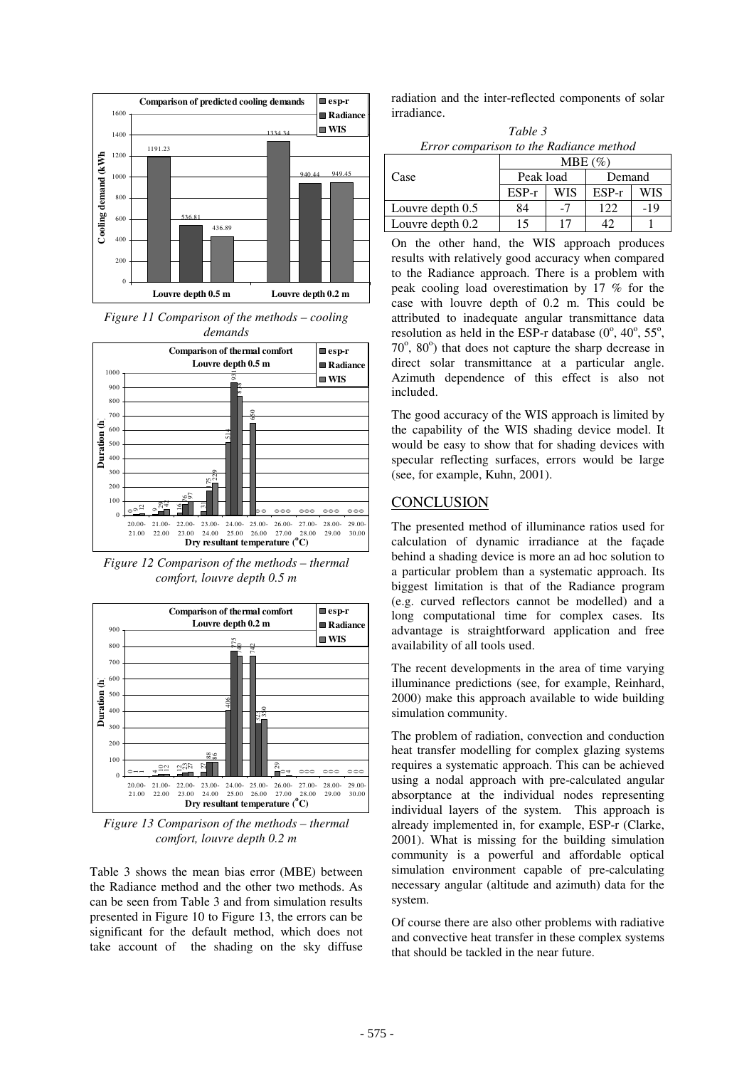Figure 11 Comparison of the methods – cooling demands

Figure 12 Comparison of the methods – thermal comfort, louvre depth 0.5 m

Figure 13 Comparison of the methods – thermal comfort, louvre depth 0.2 m

Table 3 shows the mean bias error (MBE) between the Radiance method and the other two methods. As can be seen from Table 3 and from simulation results presented in Figure 10 to Figure 13, the errors can be significant for the default method, which does not take account of the shading on the sky diffuse radiation and the inter-reflected components of solar irradiance.

*Table 3*
*Error comparison to the Radiance method*

| Case | MBE (%) | | | |
|---|---|---|---|---|
| | Peak load | | Demand | |
| | ESP-r | WIS | ESP-r | WIS |
| Louvre depth 0.5 | 84 | -7 | 122 | -19 |
| Louvre depth 0.2 | 15 | 17 | 42 | 1 |

On the other hand, the WIS approach produces results with relatively good accuracy when compared to the Radiance approach. There is a problem with peak cooling load overestimation by 17 % for the case with louvre depth of 0.2 m. This could be attributed to inadequate angular transmittance data resolution as held in the ESP-r database ($0^o$, $40^o$, $55^o$, $70^o$, $80^o$) that does not capture the sharp decrease in direct solar transmittance at a particular angle. Azimuth dependence of this effect is also not included.

The good accuracy of the WIS approach is limited by the capability of the WIS shading device model. It would be easy to show that for shading devices with specular reflecting surfaces, errors would be large (see, for example, Kuhn, 2001).

## CONCLUSION

The presented method of illuminance ratios used for calculation of dynamic irradiance at the façade behind a shading device is more an ad hoc solution to a particular problem than a systematic approach. Its biggest limitation is that of the Radiance program (e.g. curved reflectors cannot be modelled) and a long computational time for complex cases. Its advantage is straightforward application and free availability of all tools used.

The recent developments in the area of time varying illuminance predictions (see, for example, Reinhard, 2000) make this approach available to wide building simulation community.

The problem of radiation, convection and conduction heat transfer modelling for complex glazing systems requires a systematic approach. This can be achieved using a nodal approach with pre-calculated angular absorptance at the individual nodes representing individual layers of the system. This approach is already implemented in, for example, ESP-r (Clarke, 2001). What is missing for the building simulation community is a powerful and affordable optical simulation environment capable of pre-calculating necessary angular (altitude and azimuth) data for the system.

Of course there are also other problems with radiative and convective heat transfer in these complex systems that should be tackled in the near future.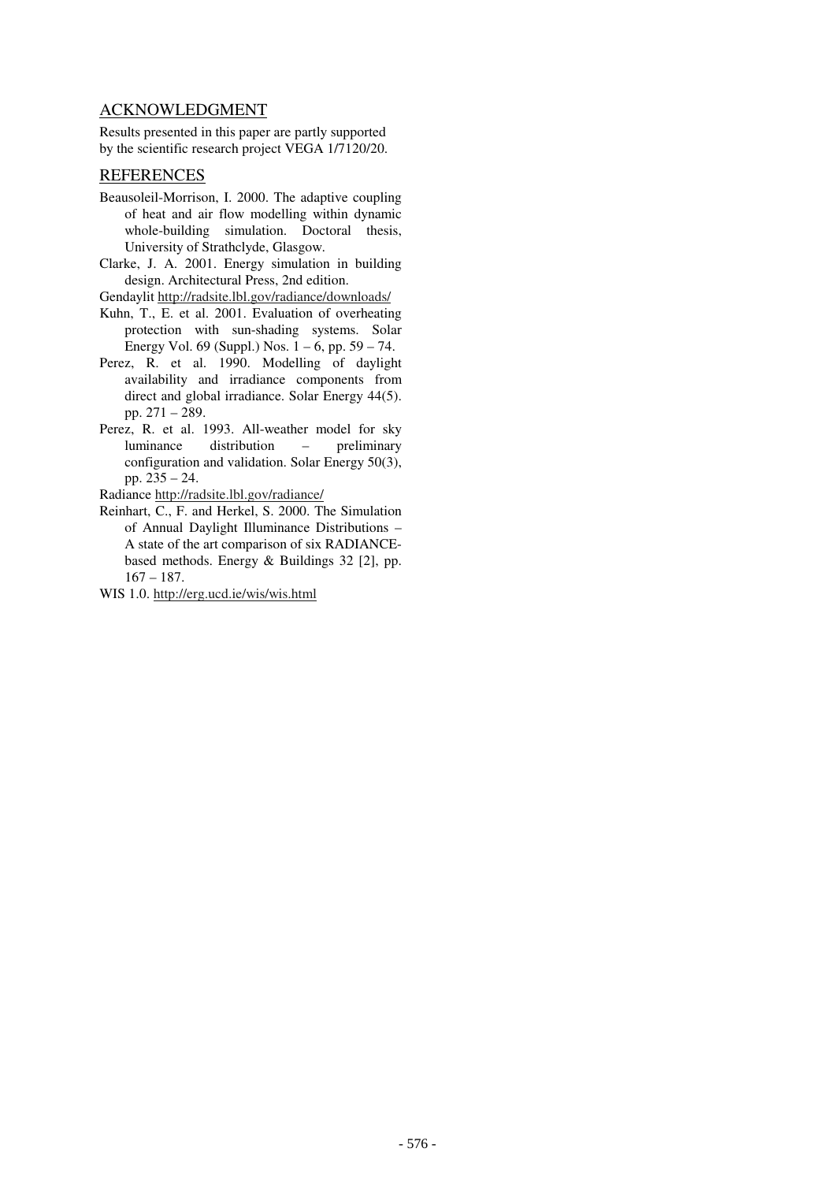## ACKNOWLEDGMENT

Results presented in this paper are partly supported by the scientific research project VEGA 1/7120/20.

## REFERENCES

Beausoleil-Morrison, I. 2000. The adaptive coupling of heat and air flow modelling within dynamic whole-building simulation. Doctoral thesis, University of Strathclyde, Glasgow.

Clarke, J. A. 2001. Energy simulation in building design. Architectural Press, 2nd edition.

Gendaylit http://radsite.lbl.gov/radiance/downloads/

Kuhn, T., E. et al. 2001. Evaluation of overheating protection with sun-shading systems. Solar Energy Vol. 69 (Suppl.) Nos. 1 – 6, pp. 59 – 74.

Perez, R. et al. 1990. Modelling of daylight availability and irradiance components from direct and global irradiance. Solar Energy 44(5). pp. 271 – 289.

Perez, R. et al. 1993. All-weather model for sky luminance distribution – preliminary configuration and validation. Solar Energy 50(3), pp. 235 – 24.

Radiance http://radsite.lbl.gov/radiance/

Reinhart, C., F. and Herkel, S. 2000. The Simulation of Annual Daylight Illuminance Distributions – A state of the art comparison of six RADIANCE-based methods. Energy & Buildings 32 [2], pp. 167 – 187.

WIS 1.0. http://erg.ucd.ie/wis/wis.html